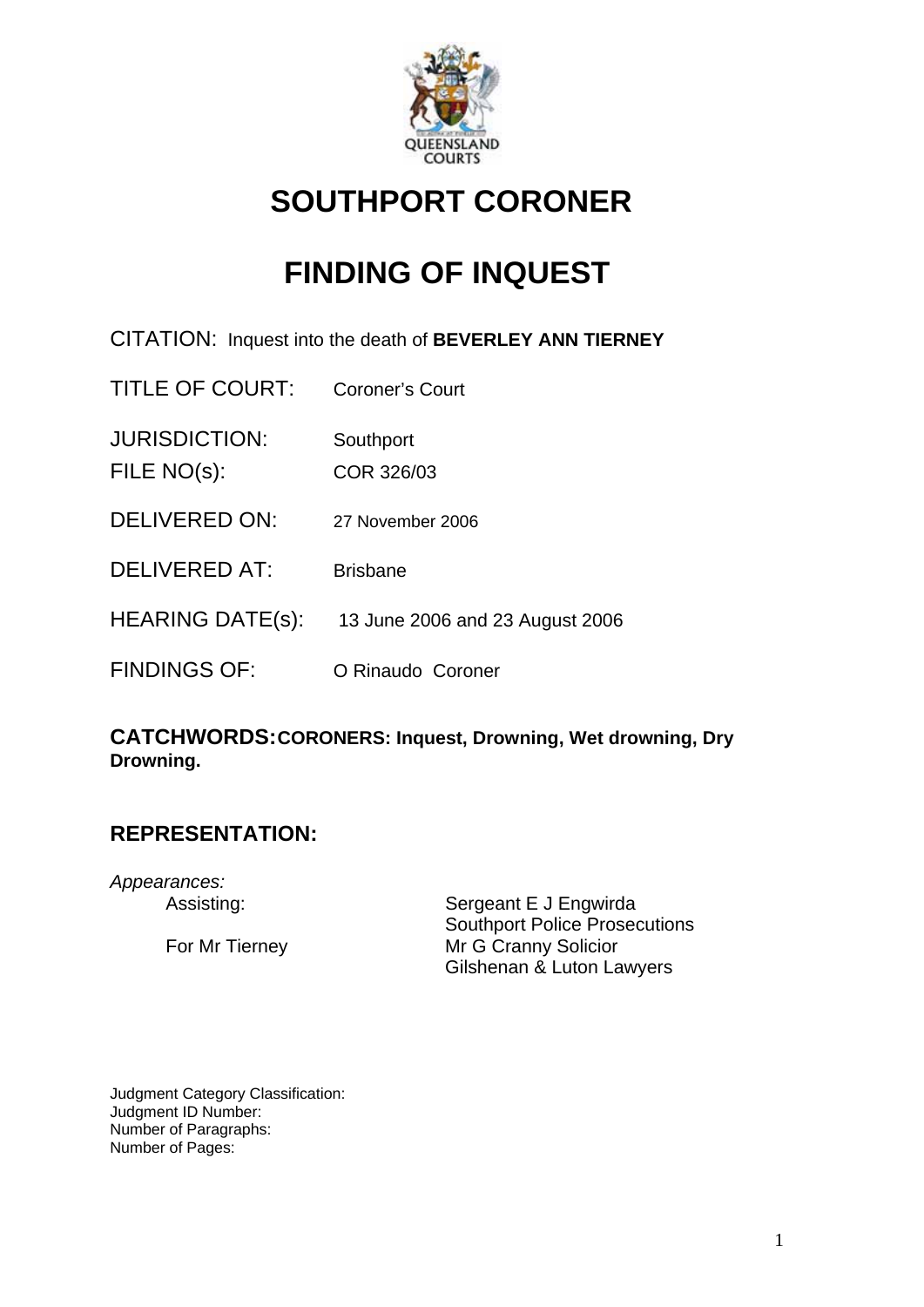# SOUTHPORT CORONER

# FINDING OF INQUEST

CITATION: Inquest into the death of **BEVERLEY ANN TIERNEY**

TITLE OF COURT: Coroner's Court

JURISDICTION: Southport

FILE NO(s): COR 326/03

DELIVERED ON: 27 November 2006

DELIVERED AT: Brisbane

HEARING DATE(s): 13 June 2006 and 23 August 2006

FINDINGS OF: O Rinaudo Coroner

**CATCHWORDS: CORONERS: Inquest, Drowning, Wet drowning, Dry Drowning.**

## REPRESENTATION:

*Appearances:*

Assisting: Sergeant E J Engwirda
Southport Police Prosecutions

For Mr Tierney Mr G Cranny Solicior
Gilshenan & Luton Lawyers

Judgment Category Classification:
Judgment ID Number:
Number of Paragraphs:
Number of Pages: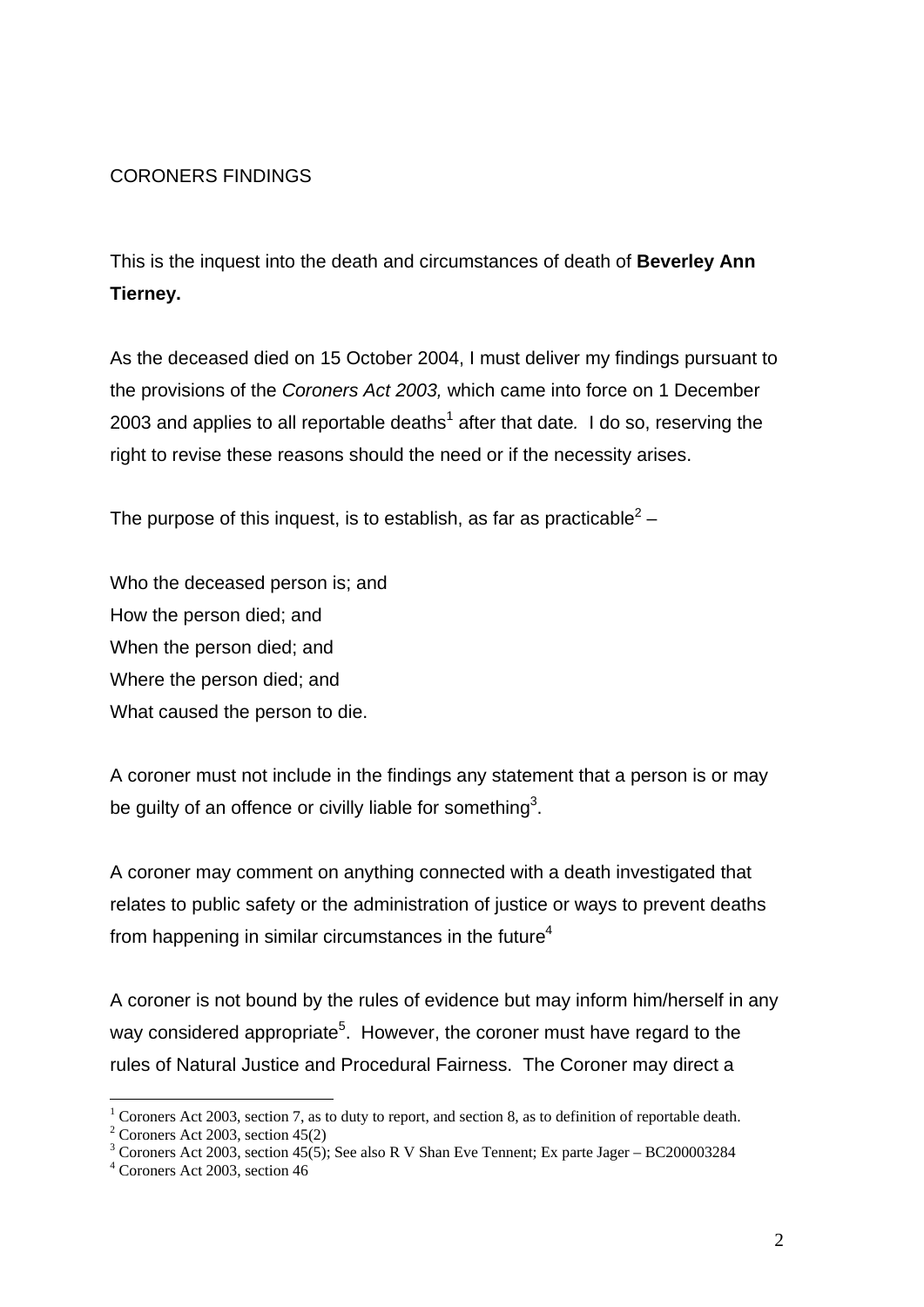CORONERS FINDINGS

This is the inquest into the death and circumstances of death of **Beverley Ann Tierney.**

As the deceased died on 15 October 2004, I must deliver my findings pursuant to the provisions of the *Coroners Act 2003,* which came into force on 1 December 2003 and applies to all reportable deaths[1] after that date. I do so, reserving the right to revise these reasons should the need or if the necessity arises.

The purpose of this inquest, is to establish, as far as practicable[2] –

Who the deceased person is; and
How the person died; and
When the person died; and
Where the person died; and
What caused the person to die.

A coroner must not include in the findings any statement that a person is or may be guilty of an offence or civilly liable for something[3].

A coroner may comment on anything connected with a death investigated that relates to public safety or the administration of justice or ways to prevent deaths from happening in similar circumstances in the future[4]

A coroner is not bound by the rules of evidence but may inform him/herself in any way considered appropriate[5]. However, the coroner must have regard to the rules of Natural Justice and Procedural Fairness. The Coroner may direct a

---

[1] Coroners Act 2003, section 7, as to duty to report, and section 8, as to definition of reportable death.
[2] Coroners Act 2003, section 45(2)
[3] Coroners Act 2003, section 45(5); See also R V Shan Eve Tennent; Ex parte Jager – BC200003284
[4] Coroners Act 2003, section 46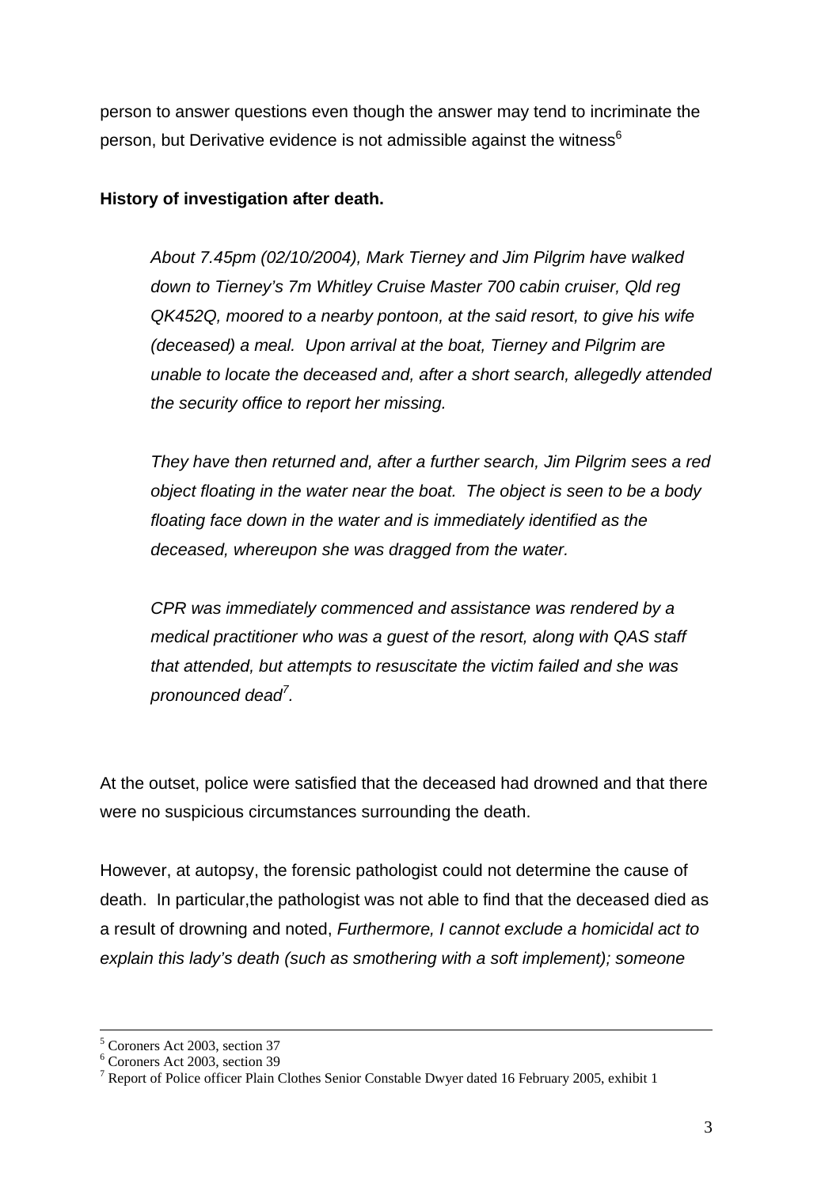person to answer questions even though the answer may tend to incriminate the person, but Derivative evidence is not admissible against the witness[6]

**History of investigation after death.**

> *About 7.45pm (02/10/2004), Mark Tierney and Jim Pilgrim have walked down to Tierney's 7m Whitley Cruise Master 700 cabin cruiser, Qld reg QK452Q, moored to a nearby pontoon, at the said resort, to give his wife (deceased) a meal. Upon arrival at the boat, Tierney and Pilgrim are unable to locate the deceased and, after a short search, allegedly attended the security office to report her missing.*
>
> *They have then returned and, after a further search, Jim Pilgrim sees a red object floating in the water near the boat. The object is seen to be a body floating face down in the water and is immediately identified as the deceased, whereupon she was dragged from the water.*
>
> *CPR was immediately commenced and assistance was rendered by a medical practitioner who was a guest of the resort, along with QAS staff that attended, but attempts to resuscitate the victim failed and she was pronounced dead[7].*

At the outset, police were satisfied that the deceased had drowned and that there were no suspicious circumstances surrounding the death.

However, at autopsy, the forensic pathologist could not determine the cause of death. In particular,the pathologist was not able to find that the deceased died as a result of drowning and noted, *Furthermore, I cannot exclude a homicidal act to explain this lady's death (such as smothering with a soft implement); someone*

---

[5] Coroners Act 2003, section 37
[6] Coroners Act 2003, section 39
[7] Report of Police officer Plain Clothes Senior Constable Dwyer dated 16 February 2005, exhibit 1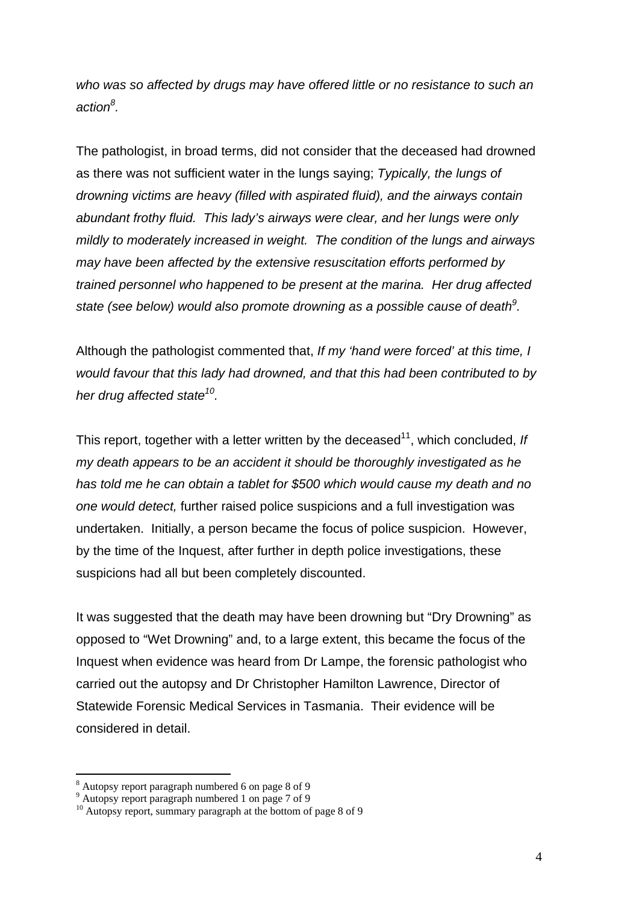*who was so affected by drugs may have offered little or no resistance to such an action[8].*

The pathologist, in broad terms, did not consider that the deceased had drowned as there was not sufficient water in the lungs saying; *Typically, the lungs of drowning victims are heavy (filled with aspirated fluid), and the airways contain abundant frothy fluid. This lady's airways were clear, and her lungs were only mildly to moderately increased in weight. The condition of the lungs and airways may have been affected by the extensive resuscitation efforts performed by trained personnel who happened to be present at the marina. Her drug affected state (see below) would also promote drowning as a possible cause of death[9].*

Although the pathologist commented that, *If my 'hand were forced' at this time, I would favour that this lady had drowned, and that this had been contributed to by her drug affected state[10].*

This report, together with a letter written by the deceased[11], which concluded, *If my death appears to be an accident it should be thoroughly investigated as he has told me he can obtain a tablet for $500 which would cause my death and no one would detect,* further raised police suspicions and a full investigation was undertaken. Initially, a person became the focus of police suspicion. However, by the time of the Inquest, after further in depth police investigations, these suspicions had all but been completely discounted.

It was suggested that the death may have been drowning but "Dry Drowning" as opposed to "Wet Drowning" and, to a large extent, this became the focus of the Inquest when evidence was heard from Dr Lampe, the forensic pathologist who carried out the autopsy and Dr Christopher Hamilton Lawrence, Director of Statewide Forensic Medical Services in Tasmania. Their evidence will be considered in detail.

---

[8] Autopsy report paragraph numbered 6 on page 8 of 9

[9] Autopsy report paragraph numbered 1 on page 7 of 9

[10] Autopsy report, summary paragraph at the bottom of page 8 of 9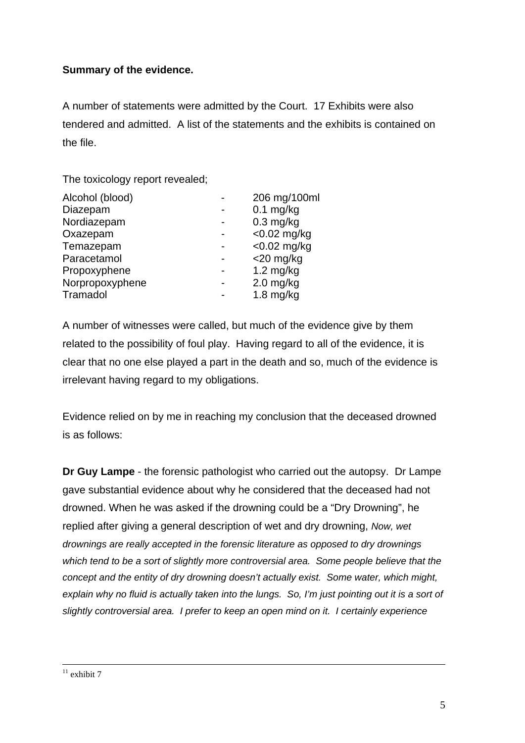**Summary of the evidence.**

A number of statements were admitted by the Court. 17 Exhibits were also tendered and admitted. A list of the statements and the exhibits is contained on the file.

The toxicology report revealed;

| | | |
|---|---|---|
| Alcohol (blood) | - | 206 mg/100ml |
| Diazepam | - | 0.1 mg/kg |
| Nordiazepam | - | 0.3 mg/kg |
| Oxazepam | - | <0.02 mg/kg |
| Temazepam | - | <0.02 mg/kg |
| Paracetamol | - | <20 mg/kg |
| Propoxyphene | - | 1.2 mg/kg |
| Norpropoxyphene | - | 2.0 mg/kg |
| Tramadol | - | 1.8 mg/kg |

A number of witnesses were called, but much of the evidence give by them related to the possibility of foul play. Having regard to all of the evidence, it is clear that no one else played a part in the death and so, much of the evidence is irrelevant having regard to my obligations.

Evidence relied on by me in reaching my conclusion that the deceased drowned is as follows:

**Dr Guy Lampe** - the forensic pathologist who carried out the autopsy. Dr Lampe gave substantial evidence about why he considered that the deceased had not drowned. When he was asked if the drowning could be a "Dry Drowning", he replied after giving a general description of wet and dry drowning, *Now, wet drownings are really accepted in the forensic literature as opposed to dry drownings which tend to be a sort of slightly more controversial area. Some people believe that the concept and the entity of dry drowning doesn't actually exist. Some water, which might, explain why no fluid is actually taken into the lungs. So, I'm just pointing out it is a sort of slightly controversial area. I prefer to keep an open mind on it. I certainly experience*

---

[11] exhibit 7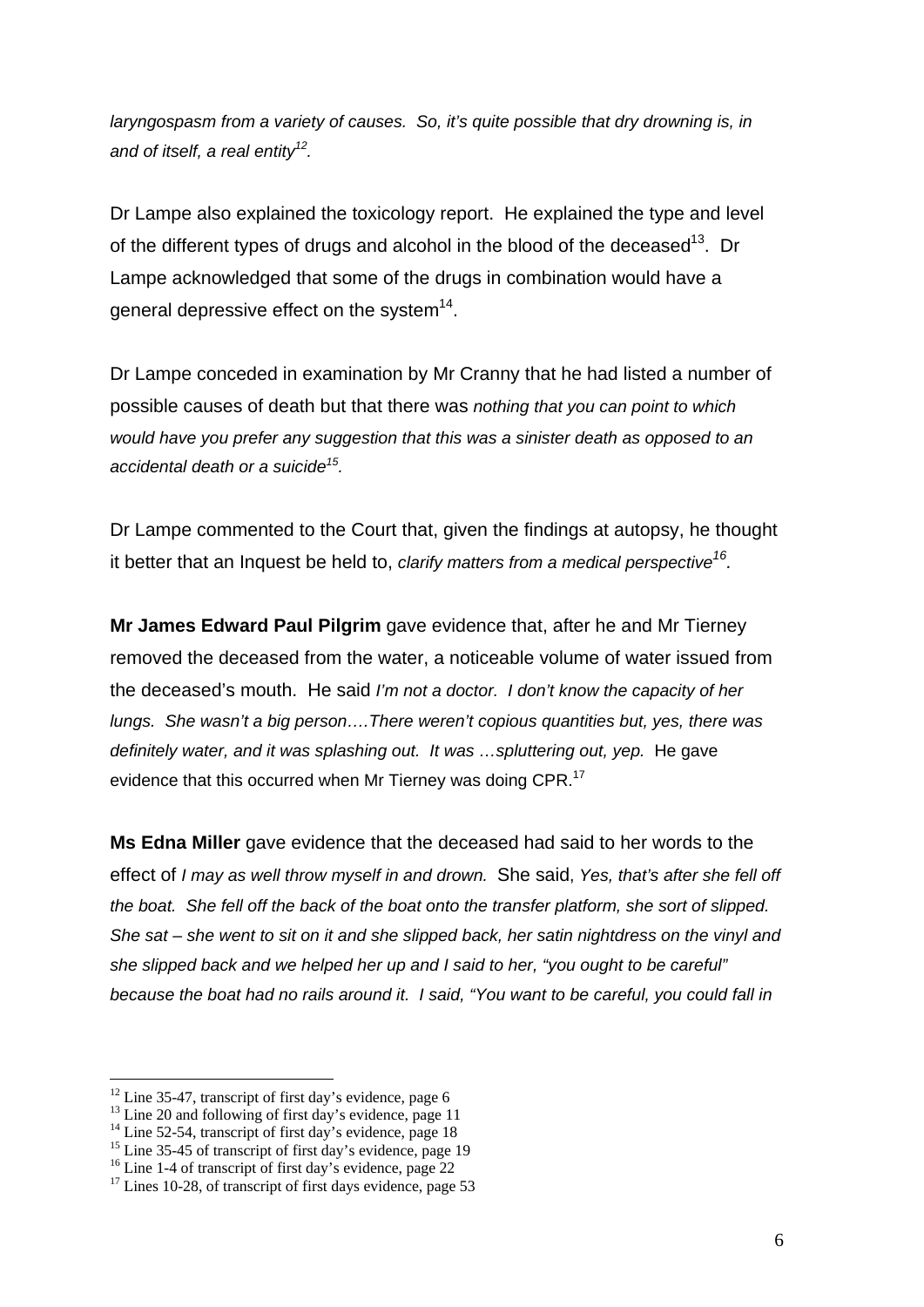*laryngospasm from a variety of causes. So, it's quite possible that dry drowning is, in and of itself, a real entity[12].*

Dr Lampe also explained the toxicology report. He explained the type and level of the different types of drugs and alcohol in the blood of the deceased[13]. Dr Lampe acknowledged that some of the drugs in combination would have a general depressive effect on the system[14].

Dr Lampe conceded in examination by Mr Cranny that he had listed a number of possible causes of death but that there was *nothing that you can point to which would have you prefer any suggestion that this was a sinister death as opposed to an accidental death or a suicide[15].*

Dr Lampe commented to the Court that, given the findings at autopsy, he thought it better that an Inquest be held to, *clarify matters from a medical perspective[16].*

**Mr James Edward Paul Pilgrim** gave evidence that, after he and Mr Tierney removed the deceased from the water, a noticeable volume of water issued from the deceased's mouth. He said *I'm not a doctor. I don't know the capacity of her lungs. She wasn't a big person….There weren't copious quantities but, yes, there was definitely water, and it was splashing out. It was …spluttering out, yep.* He gave evidence that this occurred when Mr Tierney was doing CPR.[17]

**Ms Edna Miller** gave evidence that the deceased had said to her words to the effect of *I may as well throw myself in and drown.* She said, *Yes, that's after she fell off the boat. She fell off the back of the boat onto the transfer platform, she sort of slipped. She sat – she went to sit on it and she slipped back, her satin nightdress on the vinyl and she slipped back and we helped her up and I said to her, "you ought to be careful" because the boat had no rails around it. I said, "You want to be careful, you could fall in*

---

[12] Line 35-47, transcript of first day's evidence, page 6
[13] Line 20 and following of first day's evidence, page 11
[14] Line 52-54, transcript of first day's evidence, page 18
[15] Line 35-45 of transcript of first day's evidence, page 19
[16] Line 1-4 of transcript of first day's evidence, page 22
[17] Lines 10-28, of transcript of first days evidence, page 53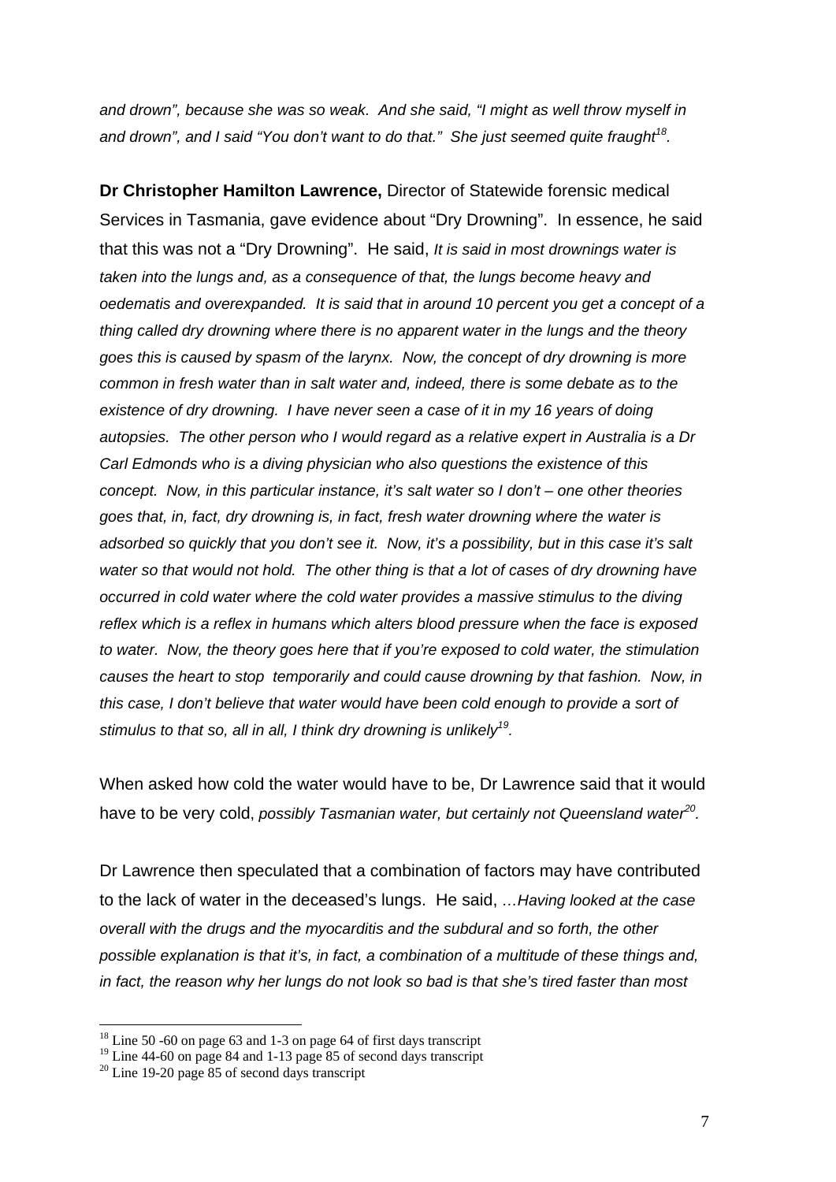*and drown", because she was so weak. And she said, "I might as well throw myself in and drown", and I said "You don't want to do that." She just seemed quite fraught*[18].

**Dr Christopher Hamilton Lawrence,** Director of Statewide forensic medical Services in Tasmania, gave evidence about "Dry Drowning". In essence, he said that this was not a "Dry Drowning". He said, *It is said in most drownings water is taken into the lungs and, as a consequence of that, the lungs become heavy and oedematis and overexpanded. It is said that in around 10 percent you get a concept of a thing called dry drowning where there is no apparent water in the lungs and the theory goes this is caused by spasm of the larynx. Now, the concept of dry drowning is more common in fresh water than in salt water and, indeed, there is some debate as to the existence of dry drowning. I have never seen a case of it in my 16 years of doing autopsies. The other person who I would regard as a relative expert in Australia is a Dr Carl Edmonds who is a diving physician who also questions the existence of this concept. Now, in this particular instance, it's salt water so I don't – one other theories goes that, in, fact, dry drowning is, in fact, fresh water drowning where the water is adsorbed so quickly that you don't see it. Now, it's a possibility, but in this case it's salt water so that would not hold. The other thing is that a lot of cases of dry drowning have occurred in cold water where the cold water provides a massive stimulus to the diving reflex which is a reflex in humans which alters blood pressure when the face is exposed to water. Now, the theory goes here that if you're exposed to cold water, the stimulation causes the heart to stop temporarily and could cause drowning by that fashion. Now, in this case, I don't believe that water would have been cold enough to provide a sort of stimulus to that so, all in all, I think dry drowning is unlikely*[19].

When asked how cold the water would have to be, Dr Lawrence said that it would have to be very cold, *possibly Tasmanian water, but certainly not Queensland water*[20].

Dr Lawrence then speculated that a combination of factors may have contributed to the lack of water in the deceased's lungs. He said, *…Having looked at the case overall with the drugs and the myocarditis and the subdural and so forth, the other possible explanation is that it's, in fact, a combination of a multitude of these things and, in fact, the reason why her lungs do not look so bad is that she's tired faster than most*

---

[18] Line 50 -60 on page 63 and 1-3 on page 64 of first days transcript

[19] Line 44-60 on page 84 and 1-13 page 85 of second days transcript

[20] Line 19-20 page 85 of second days transcript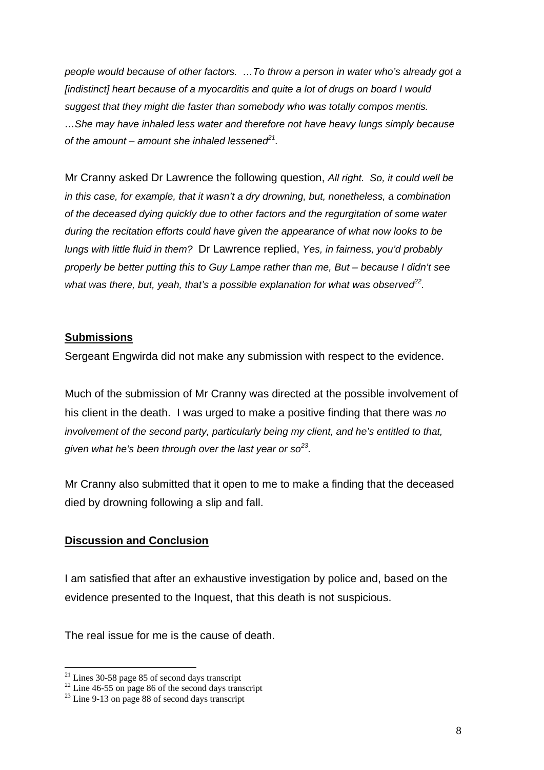*people would because of other factors. …To throw a person in water who's already got a [indistinct] heart because of a myocarditis and quite a lot of drugs on board I would suggest that they might die faster than somebody who was totally compos mentis. …She may have inhaled less water and therefore not have heavy lungs simply because of the amount – amount she inhaled lessened*[21].

Mr Cranny asked Dr Lawrence the following question, *All right. So, it could well be in this case, for example, that it wasn't a dry drowning, but, nonetheless, a combination of the deceased dying quickly due to other factors and the regurgitation of some water during the recitation efforts could have given the appearance of what now looks to be lungs with little fluid in them?* Dr Lawrence replied, *Yes, in fairness, you'd probably properly be better putting this to Guy Lampe rather than me, But – because I didn't see what was there, but, yeah, that's a possible explanation for what was observed*[22].

**Submissions**

Sergeant Engwirda did not make any submission with respect to the evidence.

Much of the submission of Mr Cranny was directed at the possible involvement of his client in the death. I was urged to make a positive finding that there was *no involvement of the second party, particularly being my client, and he's entitled to that, given what he's been through over the last year or so*[23].

Mr Cranny also submitted that it open to me to make a finding that the deceased died by drowning following a slip and fall.

**Discussion and Conclusion**

I am satisfied that after an exhaustive investigation by police and, based on the evidence presented to the Inquest, that this death is not suspicious.

The real issue for me is the cause of death.

---

[21] Lines 30-58 page 85 of second days transcript
[22] Line 46-55 on page 86 of the second days transcript
[23] Line 9-13 on page 88 of second days transcript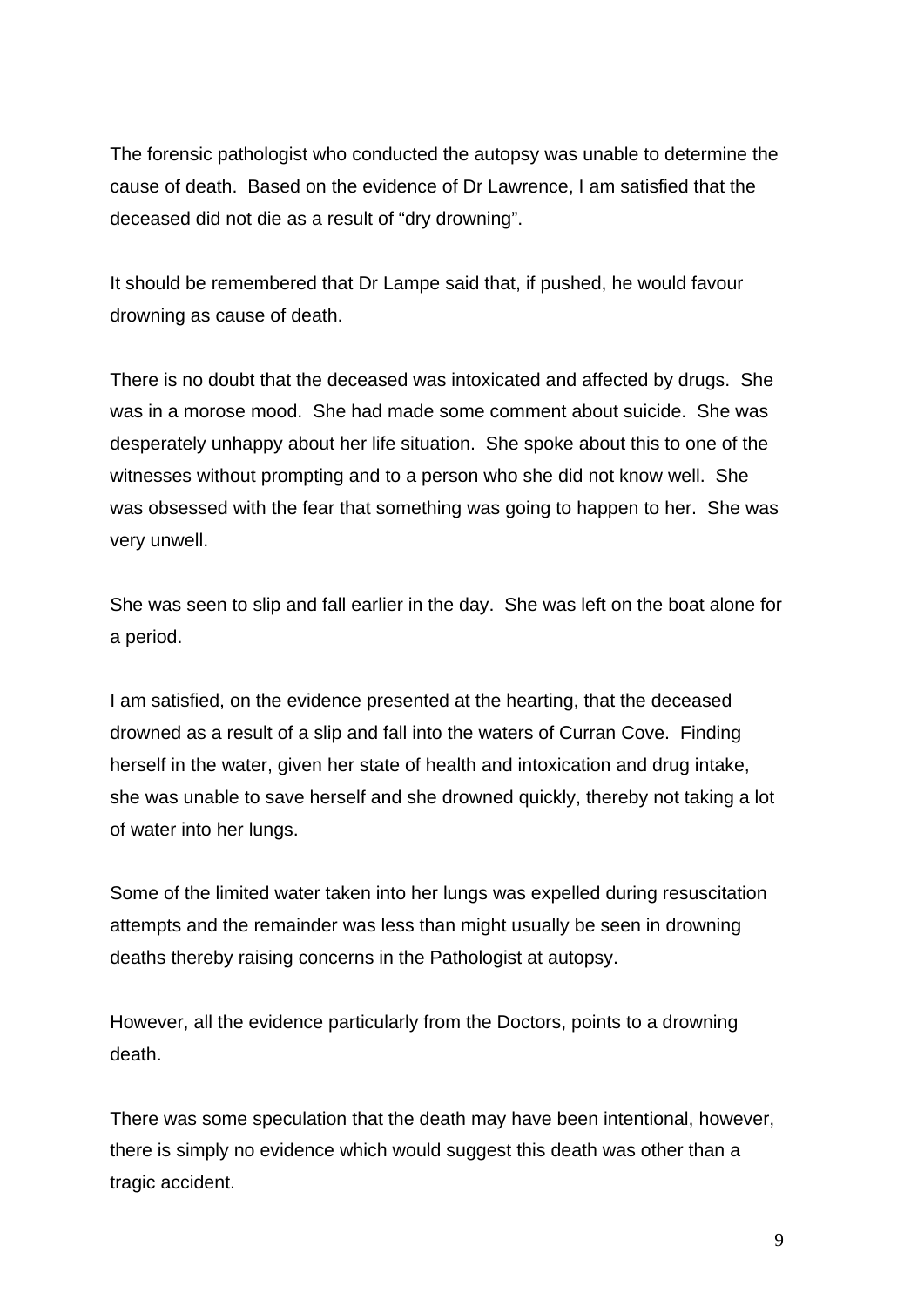The forensic pathologist who conducted the autopsy was unable to determine the cause of death. Based on the evidence of Dr Lawrence, I am satisfied that the deceased did not die as a result of "dry drowning".

It should be remembered that Dr Lampe said that, if pushed, he would favour drowning as cause of death.

There is no doubt that the deceased was intoxicated and affected by drugs. She was in a morose mood. She had made some comment about suicide. She was desperately unhappy about her life situation. She spoke about this to one of the witnesses without prompting and to a person who she did not know well. She was obsessed with the fear that something was going to happen to her. She was very unwell.

She was seen to slip and fall earlier in the day. She was left on the boat alone for a period.

I am satisfied, on the evidence presented at the hearting, that the deceased drowned as a result of a slip and fall into the waters of Curran Cove. Finding herself in the water, given her state of health and intoxication and drug intake, she was unable to save herself and she drowned quickly, thereby not taking a lot of water into her lungs.

Some of the limited water taken into her lungs was expelled during resuscitation attempts and the remainder was less than might usually be seen in drowning deaths thereby raising concerns in the Pathologist at autopsy.

However, all the evidence particularly from the Doctors, points to a drowning death.

There was some speculation that the death may have been intentional, however, there is simply no evidence which would suggest this death was other than a tragic accident.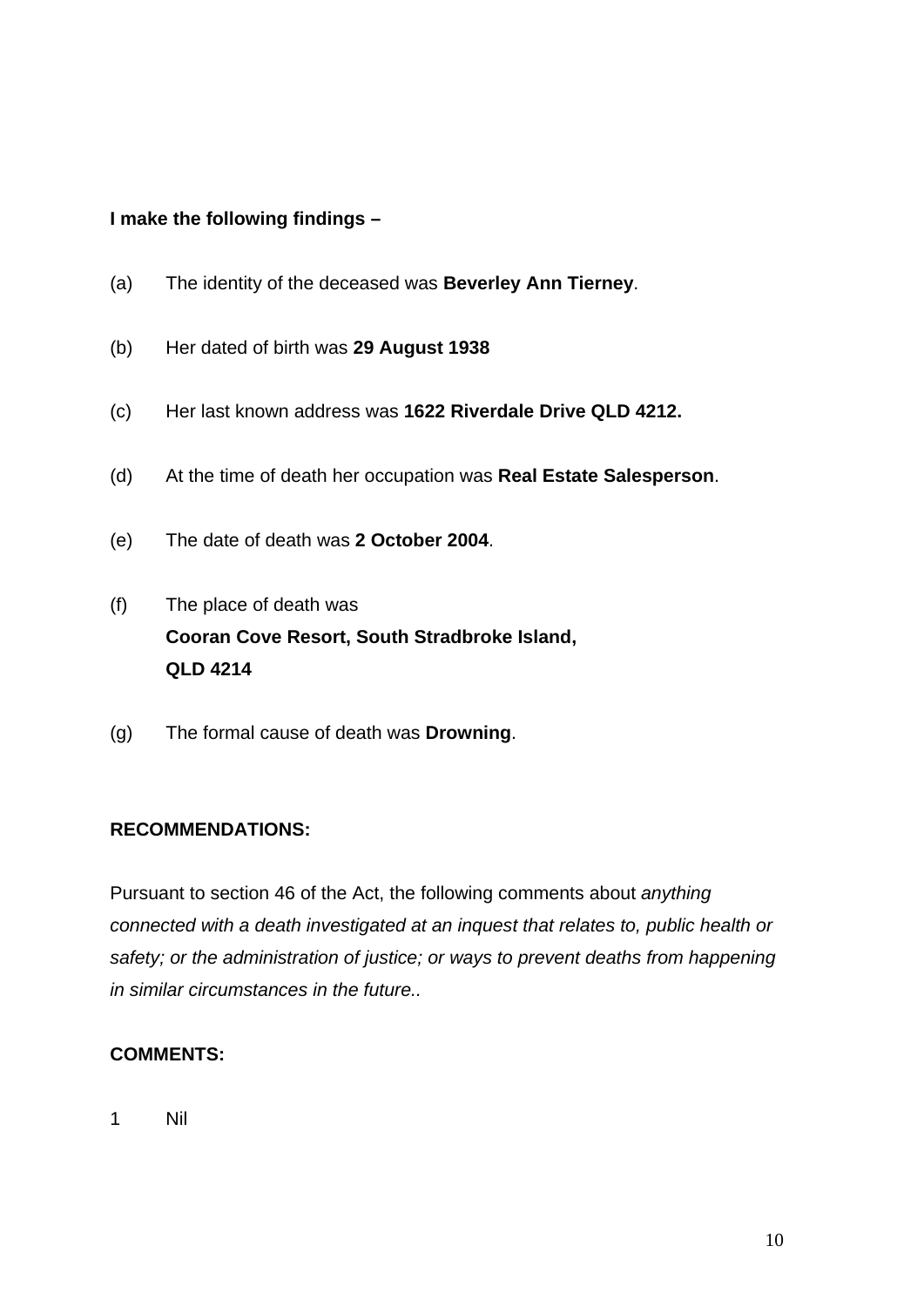**I make the following findings –**

(a) The identity of the deceased was **Beverley Ann Tierney**.

(b) Her dated of birth was **29 August 1938**

(c) Her last known address was **1622 Riverdale Drive QLD 4212.**

(d) At the time of death her occupation was **Real Estate Salesperson**.

(e) The date of death was **2 October 2004**.

(f) The place of death was
**Cooran Cove Resort, South Stradbroke Island,**
**QLD 4214**

(g) The formal cause of death was **Drowning**.

**RECOMMENDATIONS:**

Pursuant to section 46 of the Act, the following comments about *anything connected with a death investigated at an inquest that relates to, public health or safety; or the administration of justice; or ways to prevent deaths from happening in similar circumstances in the future..*

**COMMENTS:**

1 Nil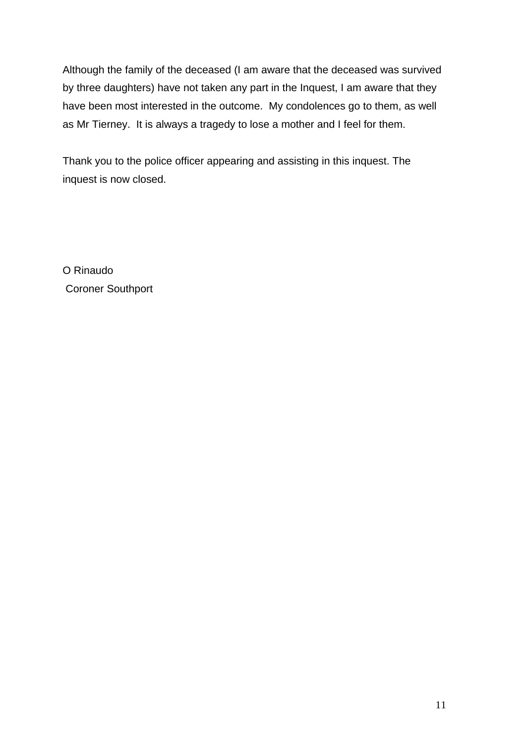Although the family of the deceased (I am aware that the deceased was survived by three daughters) have not taken any part in the Inquest, I am aware that they have been most interested in the outcome.  My condolences go to them, as well as Mr Tierney.  It is always a tragedy to lose a mother and I feel for them.

Thank you to the police officer appearing and assisting in this inquest. The inquest is now closed.

O Rinaudo
Coroner Southport